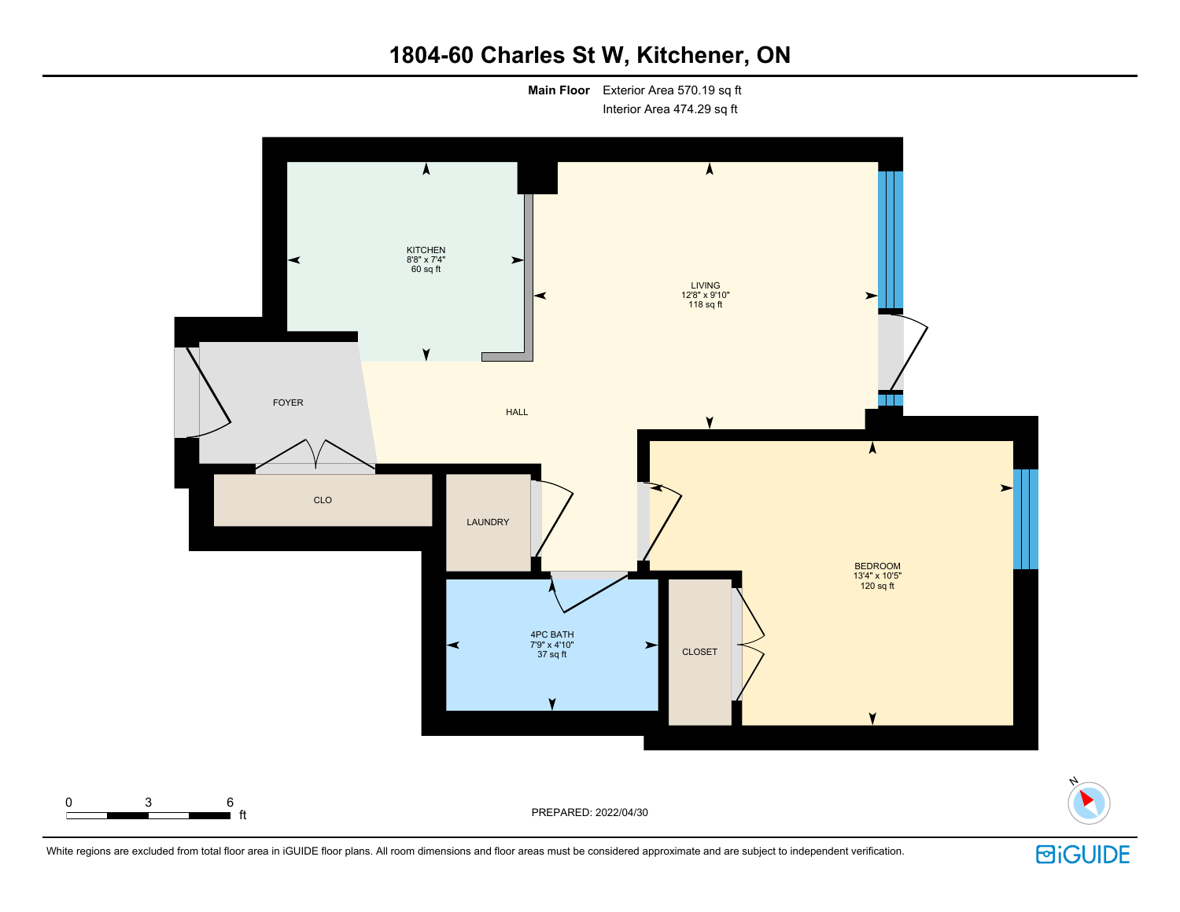# 1804-60 Charles St W, Kitchener, ON

**Main Floor** Exterior Area 570.19 sq ft
Interior Area 474.29 sq ft

KITCHEN
8'8" x 7'4"
60 sq ft

LIVING
12'8" x 9'10"
118 sq ft

FOYER

HALL

CLO

LAUNDRY

BEDROOM
13'4" x 10'5"
120 sq ft

4PC BATH
7'9" x 4'10"
37 sq ft

CLOSET

0 3 6 ft

PREPARED: 2022/04/30

N

White regions are excluded from total floor area in iGUIDE floor plans. All room dimensions and floor areas must be considered approximate and are subject to independent verification.

iGUIDE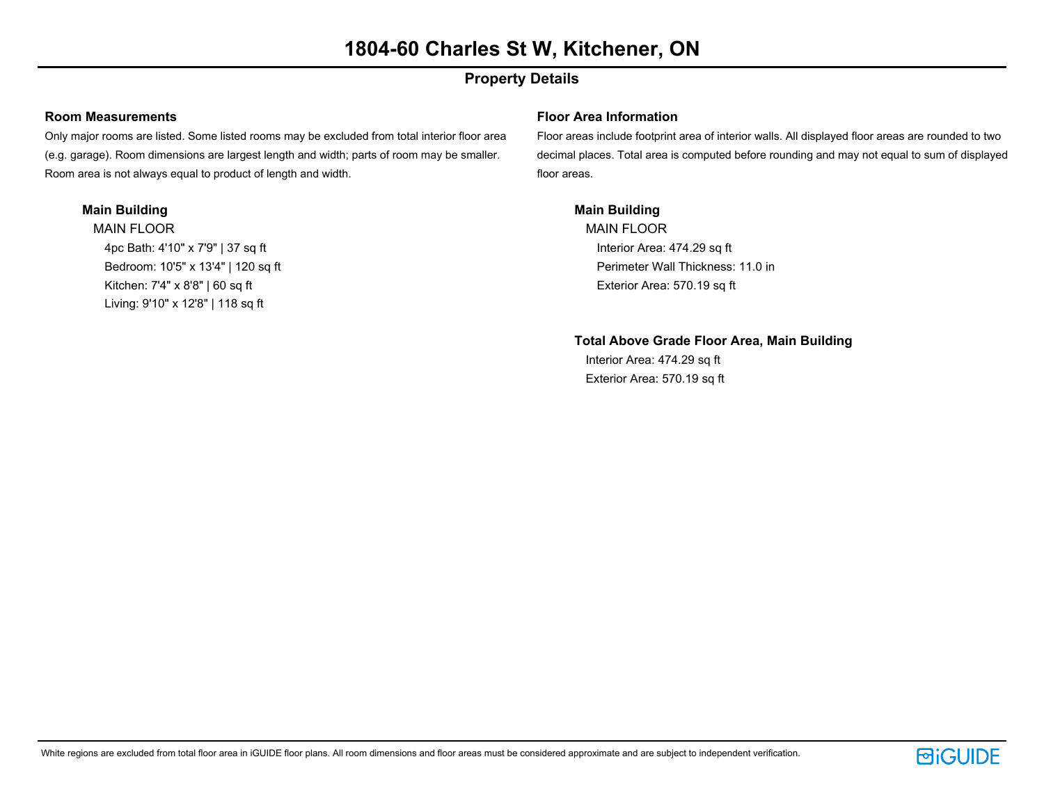# 1804-60 Charles St W, Kitchener, ON

## Property Details

### Room Measurements

Only major rooms are listed. Some listed rooms may be excluded from total interior floor area (e.g. garage). Room dimensions are largest length and width; parts of room may be smaller. Room area is not always equal to product of length and width.

**Main Building**

MAIN FLOOR

- 4pc Bath: 4'10" x 7'9" | 37 sq ft
- Bedroom: 10'5" x 13'4" | 120 sq ft
- Kitchen: 7'4" x 8'8" | 60 sq ft
- Living: 9'10" x 12'8" | 118 sq ft

### Floor Area Information

Floor areas include footprint area of interior walls. All displayed floor areas are rounded to two decimal places. Total area is computed before rounding and may not equal to sum of displayed floor areas.

**Main Building**

MAIN FLOOR

- Interior Area: 474.29 sq ft
- Perimeter Wall Thickness: 11.0 in
- Exterior Area: 570.19 sq ft

**Total Above Grade Floor Area, Main Building**

- Interior Area: 474.29 sq ft
- Exterior Area: 570.19 sq ft

White regions are excluded from total floor area in iGUIDE floor plans. All room dimensions and floor areas must be considered approximate and are subject to independent verification.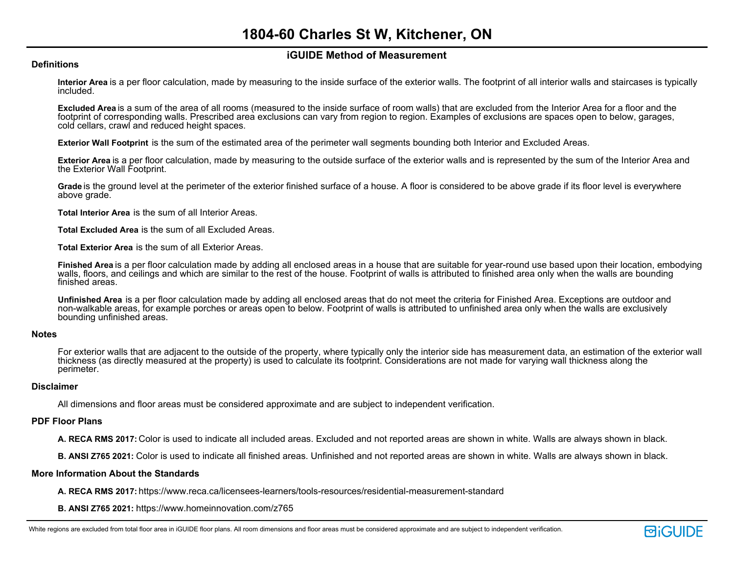# 1804-60 Charles St W, Kitchener, ON

## iGUIDE Method of Measurement

### Definitions

**Interior Area** is a per floor calculation, made by measuring to the inside surface of the exterior walls. The footprint of all interior walls and staircases is typically included.

**Excluded Area** is a sum of the area of all rooms (measured to the inside surface of room walls) that are excluded from the Interior Area for a floor and the footprint of corresponding walls. Prescribed area exclusions can vary from region to region. Examples of exclusions are spaces open to below, garages, cold cellars, crawl and reduced height spaces.

**Exterior Wall Footprint** is the sum of the estimated area of the perimeter wall segments bounding both Interior and Excluded Areas.

**Exterior Area** is a per floor calculation, made by measuring to the outside surface of the exterior walls and is represented by the sum of the Interior Area and the Exterior Wall Footprint.

**Grade** is the ground level at the perimeter of the exterior finished surface of a house. A floor is considered to be above grade if its floor level is everywhere above grade.

**Total Interior Area** is the sum of all Interior Areas.

**Total Excluded Area** is the sum of all Excluded Areas.

**Total Exterior Area** is the sum of all Exterior Areas.

**Finished Area** is a per floor calculation made by adding all enclosed areas in a house that are suitable for year-round use based upon their location, embodying walls, floors, and ceilings and which are similar to the rest of the house. Footprint of walls is attributed to finished area only when the walls are bounding finished areas.

**Unfinished Area** is a per floor calculation made by adding all enclosed areas that do not meet the criteria for Finished Area. Exceptions are outdoor and non-walkable areas, for example porches or areas open to below. Footprint of walls is attributed to unfinished area only when the walls are exclusively bounding unfinished areas.

### Notes

For exterior walls that are adjacent to the outside of the property, where typically only the interior side has measurement data, an estimation of the exterior wall thickness (as directly measured at the property) is used to calculate its footprint. Considerations are not made for varying wall thickness along the perimeter.

### Disclaimer

All dimensions and floor areas must be considered approximate and are subject to independent verification.

### PDF Floor Plans

**A. RECA RMS 2017:** Color is used to indicate all included areas. Excluded and not reported areas are shown in white. Walls are always shown in black.

**B. ANSI Z765 2021:** Color is used to indicate all finished areas. Unfinished and not reported areas are shown in white. Walls are always shown in black.

### More Information About the Standards

**A. RECA RMS 2017:** https://www.reca.ca/licensees-learners/tools-resources/residential-measurement-standard

**B. ANSI Z765 2021:** https://www.homeinnovation.com/z765

White regions are excluded from total floor area in iGUIDE floor plans. All room dimensions and floor areas must be considered approximate and are subject to independent verification.